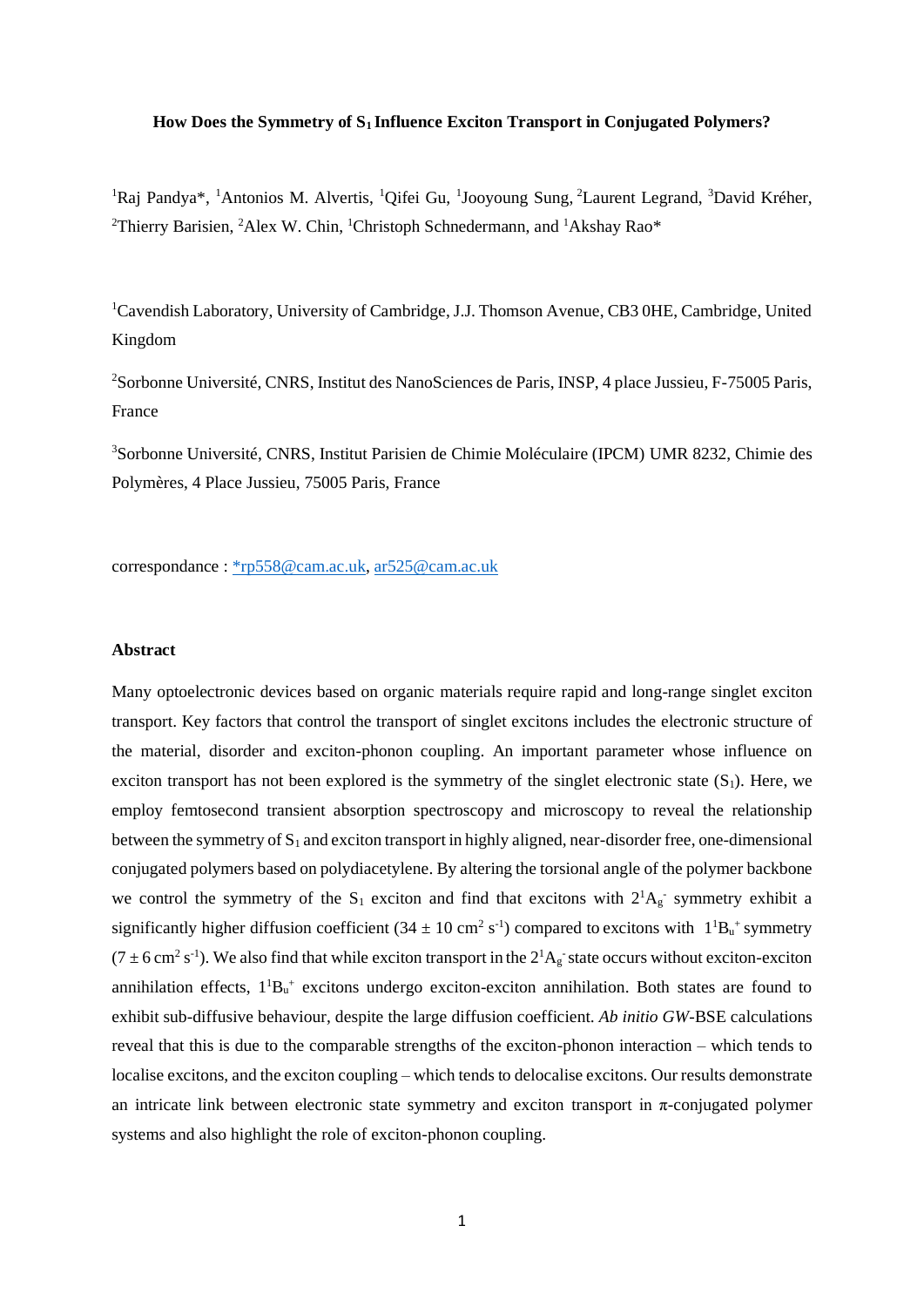**How Does the Symmetry of $S_1$ Influence Exciton Transport in Conjugated Polymers?**

[1]Raj Pandya*, [1]Antonios M. Alvertis, [1]Qifei Gu, [1]Jooyoung Sung, [2]Laurent Legrand, [3]David Kréher, [2]Thierry Barisien, [2]Alex W. Chin, [1]Christoph Schnedermann, and [1]Akshay Rao*

[1]Cavendish Laboratory, University of Cambridge, J.J. Thomson Avenue, CB3 0HE, Cambridge, United Kingdom

[2]Sorbonne Université, CNRS, Institut des NanoSciences de Paris, INSP, 4 place Jussieu, F-75005 Paris, France

[3]Sorbonne Université, CNRS, Institut Parisien de Chimie Moléculaire (IPCM) UMR 8232, Chimie des Polymères, 4 Place Jussieu, 75005 Paris, France

correspondance : *rp558@cam.ac.uk, ar525@cam.ac.uk

## Abstract

Many optoelectronic devices based on organic materials require rapid and long-range singlet exciton transport. Key factors that control the transport of singlet excitons includes the electronic structure of the material, disorder and exciton-phonon coupling. An important parameter whose influence on exciton transport has not been explored is the symmetry of the singlet electronic state ($S_1$). Here, we employ femtosecond transient absorption spectroscopy and microscopy to reveal the relationship between the symmetry of $S_1$ and exciton transport in highly aligned, near-disorder free, one-dimensional conjugated polymers based on polydiacetylene. By altering the torsional angle of the polymer backbone we control the symmetry of the $S_1$ exciton and find that excitons with $2^1A_g^-$ symmetry exhibit a significantly higher diffusion coefficient ($34 \pm 10$ cm$^2$ s$^{-1}$) compared to excitons with $1^1B_u^+$ symmetry ($7 \pm 6$ cm$^2$ s$^{-1}$). We also find that while exciton transport in the $2^1A_g^-$ state occurs without exciton-exciton annihilation effects, $1^1B_u^+$ excitons undergo exciton-exciton annihilation. Both states are found to exhibit sub-diffusive behaviour, despite the large diffusion coefficient. *Ab initio GW*-BSE calculations reveal that this is due to the comparable strengths of the exciton-phonon interaction – which tends to localise excitons, and the exciton coupling – which tends to delocalise excitons. Our results demonstrate an intricate link between electronic state symmetry and exciton transport in $\pi$-conjugated polymer systems and also highlight the role of exciton-phonon coupling.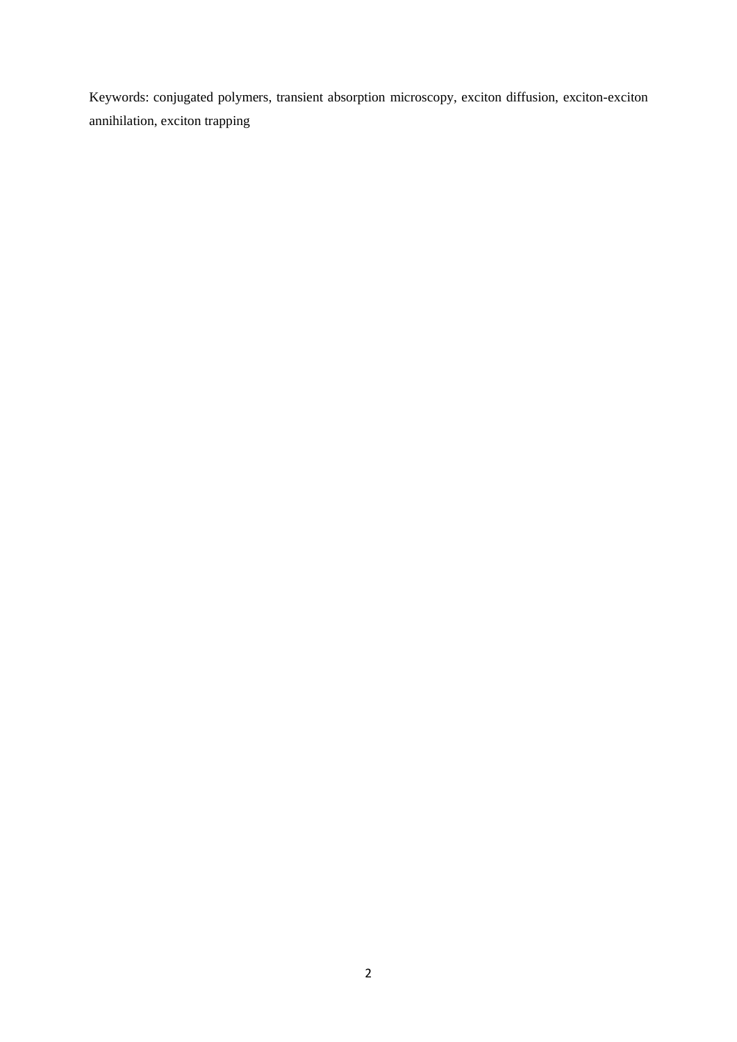Keywords: conjugated polymers, transient absorption microscopy, exciton diffusion, exciton-exciton annihilation, exciton trapping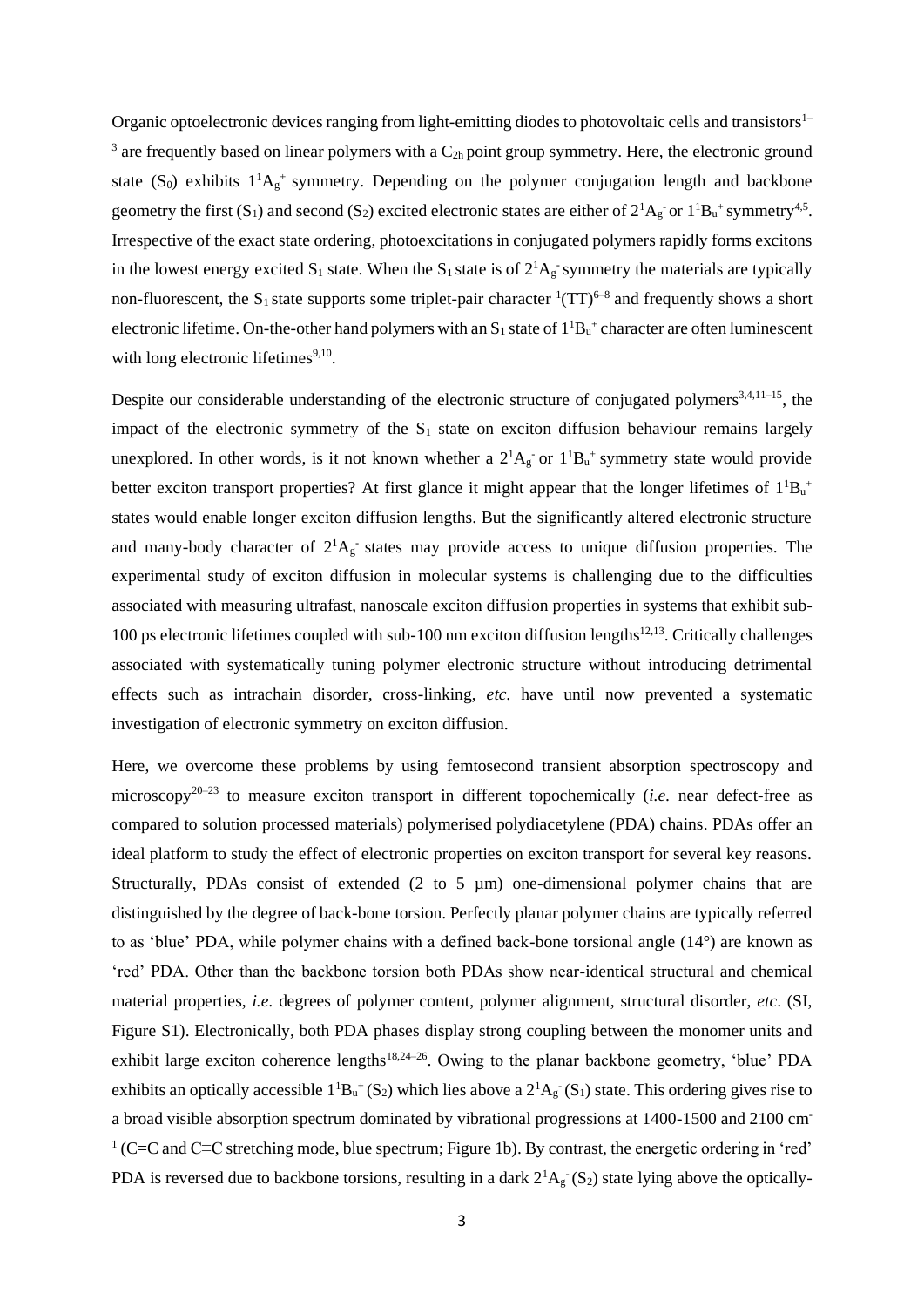Organic optoelectronic devices ranging from light-emitting diodes to photovoltaic cells and transistors[1–3] are frequently based on linear polymers with a $C_{2h}$ point group symmetry. Here, the electronic ground state ($S_0$) exhibits $1^1A_g^+$ symmetry. Depending on the polymer conjugation length and backbone geometry the first ($S_1$) and second ($S_2$) excited electronic states are either of $2^1A_g^-$ or $1^1B_u^+$ symmetry[4,5]. Irrespective of the exact state ordering, photoexcitations in conjugated polymers rapidly forms excitons in the lowest energy excited $S_1$ state. When the $S_1$ state is of $2^1A_g^-$ symmetry the materials are typically non-fluorescent, the $S_1$ state supports some triplet-pair character $^1$(TT)[6–8] and frequently shows a short electronic lifetime. On-the-other hand polymers with an $S_1$ state of $1^1B_u^+$ character are often luminescent with long electronic lifetimes[9,10].

Despite our considerable understanding of the electronic structure of conjugated polymers[3,4,11–15], the impact of the electronic symmetry of the $S_1$ state on exciton diffusion behaviour remains largely unexplored. In other words, is it not known whether a $2^1A_g^-$ or $1^1B_u^+$ symmetry state would provide better exciton transport properties? At first glance it might appear that the longer lifetimes of $1^1B_u^+$ states would enable longer exciton diffusion lengths. But the significantly altered electronic structure and many-body character of $2^1A_g^-$ states may provide access to unique diffusion properties. The experimental study of exciton diffusion in molecular systems is challenging due to the difficulties associated with measuring ultrafast, nanoscale exciton diffusion properties in systems that exhibit sub-100 ps electronic lifetimes coupled with sub-100 nm exciton diffusion lengths[12,13]. Critically challenges associated with systematically tuning polymer electronic structure without introducing detrimental effects such as intrachain disorder, cross-linking, *etc*. have until now prevented a systematic investigation of electronic symmetry on exciton diffusion.

Here, we overcome these problems by using femtosecond transient absorption spectroscopy and microscopy[20–23] to measure exciton transport in different topochemically (*i.e*. near defect-free as compared to solution processed materials) polymerised polydiacetylene (PDA) chains. PDAs offer an ideal platform to study the effect of electronic properties on exciton transport for several key reasons. Structurally, PDAs consist of extended (2 to 5 µm) one-dimensional polymer chains that are distinguished by the degree of back-bone torsion. Perfectly planar polymer chains are typically referred to as 'blue' PDA, while polymer chains with a defined back-bone torsional angle (14°) are known as 'red' PDA. Other than the backbone torsion both PDAs show near-identical structural and chemical material properties, *i.e*. degrees of polymer content, polymer alignment, structural disorder, *etc*. (SI, Figure S1). Electronically, both PDA phases display strong coupling between the monomer units and exhibit large exciton coherence lengths[18,24–26]. Owing to the planar backbone geometry, 'blue' PDA exhibits an optically accessible $1^1B_u^+$ ($S_2$) which lies above a $2^1A_g^-$ ($S_1$) state. This ordering gives rise to a broad visible absorption spectrum dominated by vibrational progressions at 1400-1500 and 2100 cm$^{-1}$ (C=C and C≡C stretching mode, blue spectrum; Figure 1b). By contrast, the energetic ordering in 'red' PDA is reversed due to backbone torsions, resulting in a dark $2^1A_g^-$ ($S_2$) state lying above the optically-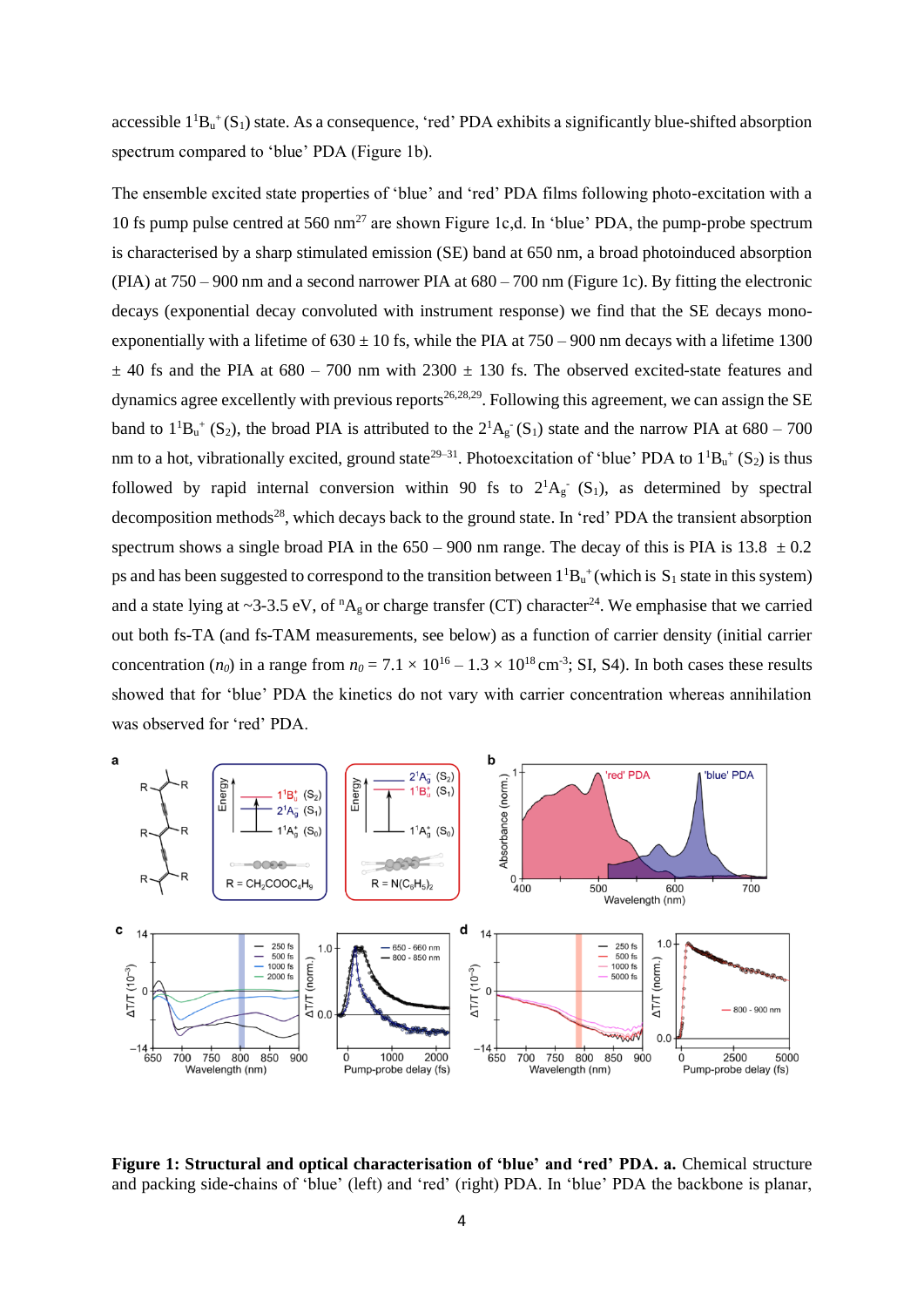accessible $1^1B_u^+$ ($S_1$) state. As a consequence, 'red' PDA exhibits a significantly blue-shifted absorption spectrum compared to 'blue' PDA (Figure 1b).

The ensemble excited state properties of 'blue' and 'red' PDA films following photo-excitation with a 10 fs pump pulse centred at 560 nm[27] are shown Figure 1c,d. In 'blue' PDA, the pump-probe spectrum is characterised by a sharp stimulated emission (SE) band at 650 nm, a broad photoinduced absorption (PIA) at 750 – 900 nm and a second narrower PIA at 680 – 700 nm (Figure 1c). By fitting the electronic decays (exponential decay convoluted with instrument response) we find that the SE decays mono-exponentially with a lifetime of 630 ± 10 fs, while the PIA at 750 – 900 nm decays with a lifetime 1300 ± 40 fs and the PIA at 680 – 700 nm with 2300 ± 130 fs. The observed excited-state features and dynamics agree excellently with previous reports[26,28,29]. Following this agreement, we can assign the SE band to $1^1B_u^+$ ($S_2$), the broad PIA is attributed to the $2^1A_g^-$ ($S_1$) state and the narrow PIA at 680 – 700 nm to a hot, vibrationally excited, ground state[29–31]. Photoexcitation of 'blue' PDA to $1^1B_u^+$ ($S_2$) is thus followed by rapid internal conversion within 90 fs to $2^1A_g^-$ ($S_1$), as determined by spectral decomposition methods[28], which decays back to the ground state. In 'red' PDA the transient absorption spectrum shows a single broad PIA in the 650 – 900 nm range. The decay of this is PIA is 13.8 ± 0.2 ps and has been suggested to correspond to the transition between $1^1B_u^+$ (which is $S_1$ state in this system) and a state lying at ~3-3.5 eV, of $^nA_g$ or charge transfer (CT) character[24]. We emphasise that we carried out both fs-TA (and fs-TAM measurements, see below) as a function of carrier density (initial carrier concentration ($n_0$) in a range from $n_0 = 7.1 \times 10^{16} – 1.3 \times 10^{18}$ cm$^{-3}$; SI, S4). In both cases these results showed that for 'blue' PDA the kinetics do not vary with carrier concentration whereas annihilation was observed for 'red' PDA.

**Figure 1: Structural and optical characterisation of 'blue' and 'red' PDA. a.** Chemical structure and packing side-chains of 'blue' (left) and 'red' (right) PDA. In 'blue' PDA the backbone is planar,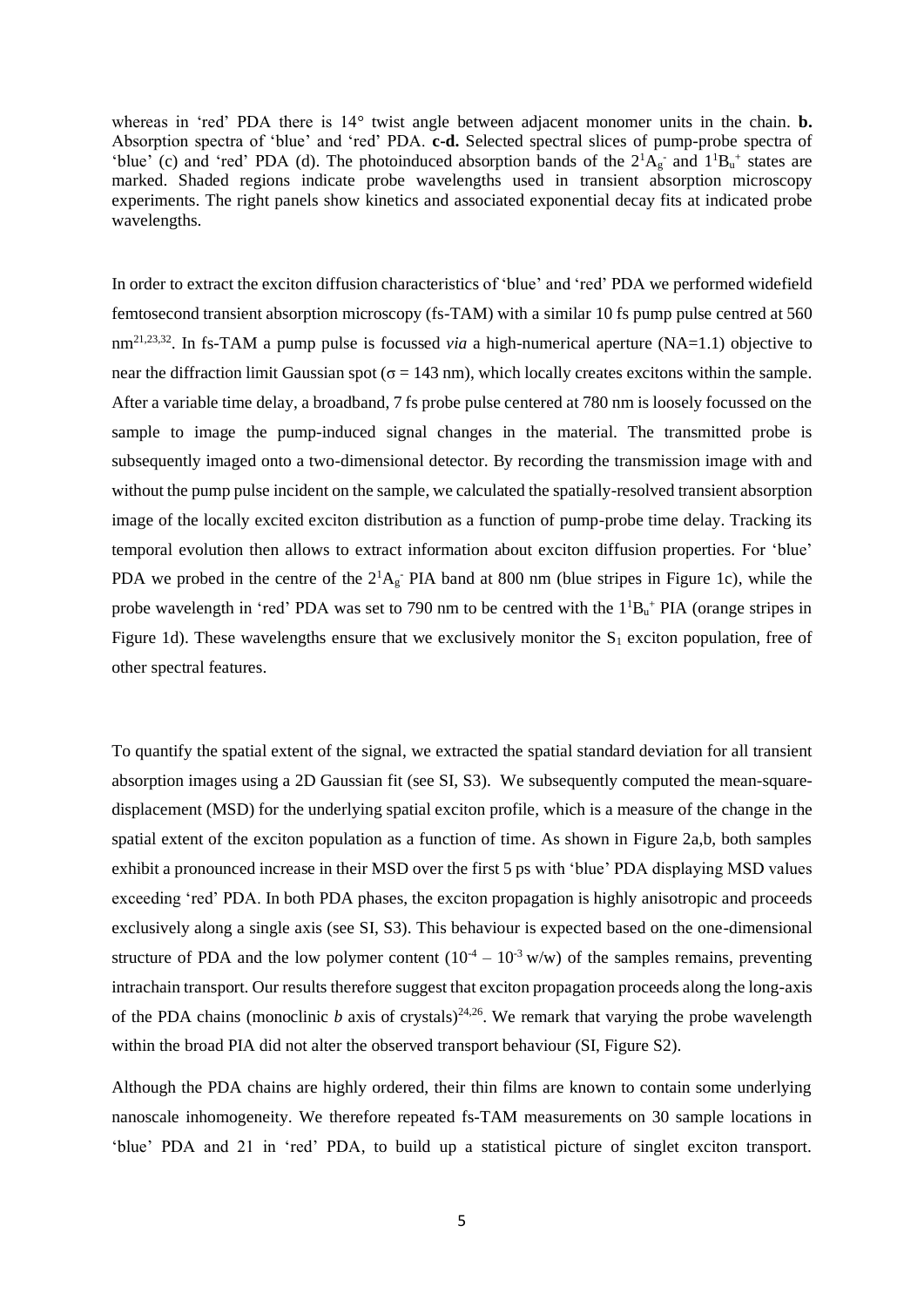whereas in 'red' PDA there is 14° twist angle between adjacent monomer units in the chain. **b.** Absorption spectra of 'blue' and 'red' PDA. **c-d.** Selected spectral slices of pump-probe spectra of 'blue' (c) and 'red' PDA (d). The photoinduced absorption bands of the $2^1A_g^-$ and $1^1B_u^+$ states are marked. Shaded regions indicate probe wavelengths used in transient absorption microscopy experiments. The right panels show kinetics and associated exponential decay fits at indicated probe wavelengths.

In order to extract the exciton diffusion characteristics of 'blue' and 'red' PDA we performed widefield femtosecond transient absorption microscopy (fs-TAM) with a similar 10 fs pump pulse centred at 560 nm[21,23,32]. In fs-TAM a pump pulse is focussed *via* a high-numerical aperture (NA=1.1) objective to near the diffraction limit Gaussian spot ($\sigma$ = 143 nm), which locally creates excitons within the sample. After a variable time delay, a broadband, 7 fs probe pulse centered at 780 nm is loosely focussed on the sample to image the pump-induced signal changes in the material. The transmitted probe is subsequently imaged onto a two-dimensional detector. By recording the transmission image with and without the pump pulse incident on the sample, we calculated the spatially-resolved transient absorption image of the locally excited exciton distribution as a function of pump-probe time delay. Tracking its temporal evolution then allows to extract information about exciton diffusion properties. For 'blue' PDA we probed in the centre of the $2^1A_g^-$ PIA band at 800 nm (blue stripes in Figure 1c), while the probe wavelength in 'red' PDA was set to 790 nm to be centred with the $1^1B_u^+$ PIA (orange stripes in Figure 1d). These wavelengths ensure that we exclusively monitor the $S_1$ exciton population, free of other spectral features.

To quantify the spatial extent of the signal, we extracted the spatial standard deviation for all transient absorption images using a 2D Gaussian fit (see SI, S3). We subsequently computed the mean-square-displacement (MSD) for the underlying spatial exciton profile, which is a measure of the change in the spatial extent of the exciton population as a function of time. As shown in Figure 2a,b, both samples exhibit a pronounced increase in their MSD over the first 5 ps with 'blue' PDA displaying MSD values exceeding 'red' PDA. In both PDA phases, the exciton propagation is highly anisotropic and proceeds exclusively along a single axis (see SI, S3). This behaviour is expected based on the one-dimensional structure of PDA and the low polymer content ($10^{-4}$ – $10^{-3}$ w/w) of the samples remains, preventing intrachain transport. Our results therefore suggest that exciton propagation proceeds along the long-axis of the PDA chains (monoclinic *b* axis of crystals)[24,26]. We remark that varying the probe wavelength within the broad PIA did not alter the observed transport behaviour (SI, Figure S2).

Although the PDA chains are highly ordered, their thin films are known to contain some underlying nanoscale inhomogeneity. We therefore repeated fs-TAM measurements on 30 sample locations in 'blue' PDA and 21 in 'red' PDA, to build up a statistical picture of singlet exciton transport.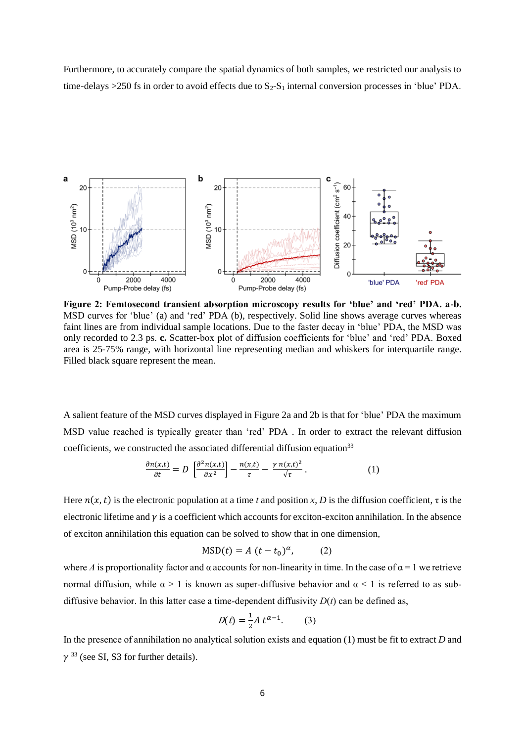Furthermore, to accurately compare the spatial dynamics of both samples, we restricted our analysis to time-delays >250 fs in order to avoid effects due to $S_2$-$S_1$ internal conversion processes in 'blue' PDA.

**Figure 2: Femtosecond transient absorption microscopy results for 'blue' and 'red' PDA. a-b.** MSD curves for 'blue' (a) and 'red' PDA (b), respectively. Solid line shows average curves whereas faint lines are from individual sample locations. Due to the faster decay in 'blue' PDA, the MSD was only recorded to 2.3 ps. **c.** Scatter-box plot of diffusion coefficients for 'blue' and 'red' PDA. Boxed area is 25-75% range, with horizontal line representing median and whiskers for interquartile range. Filled black square represent the mean.

A salient feature of the MSD curves displayed in Figure 2a and 2b is that for 'blue' PDA the maximum MSD value reached is typically greater than 'red' PDA . In order to extract the relevant diffusion coefficients, we constructed the associated differential diffusion equation[33]

$$\frac{\partial n(x,t)}{\partial t} = D\left[\frac{\partial^2 n(x,t)}{\partial x^2}\right] - \frac{n(x,t)}{\tau} - \frac{\gamma\, n(x,t)^2}{\sqrt{\tau}}. \qquad (1)$$

Here $n(x, t)$ is the electronic population at a time $t$ and position $x$, $D$ is the diffusion coefficient, $\tau$ is the electronic lifetime and $\gamma$ is a coefficient which accounts for exciton-exciton annihilation. In the absence of exciton annihilation this equation can be solved to show that in one dimension,

$$\mathrm{MSD}(t) = A\,(t - t_0)^{\alpha}, \qquad (2)$$

where $A$ is proportionality factor and $\alpha$ accounts for non-linearity in time. In the case of $\alpha = 1$ we retrieve normal diffusion, while $\alpha > 1$ is known as super-diffusive behavior and $\alpha < 1$ is referred to as sub-diffusive behavior. In this latter case a time-dependent diffusivity $D(t)$ can be defined as,

$$D(t) = \frac{1}{2} A\, t^{\alpha - 1}. \qquad (3)$$

In the presence of annihilation no analytical solution exists and equation (1) must be fit to extract $D$ and $\gamma$ [33] (see SI, S3 for further details).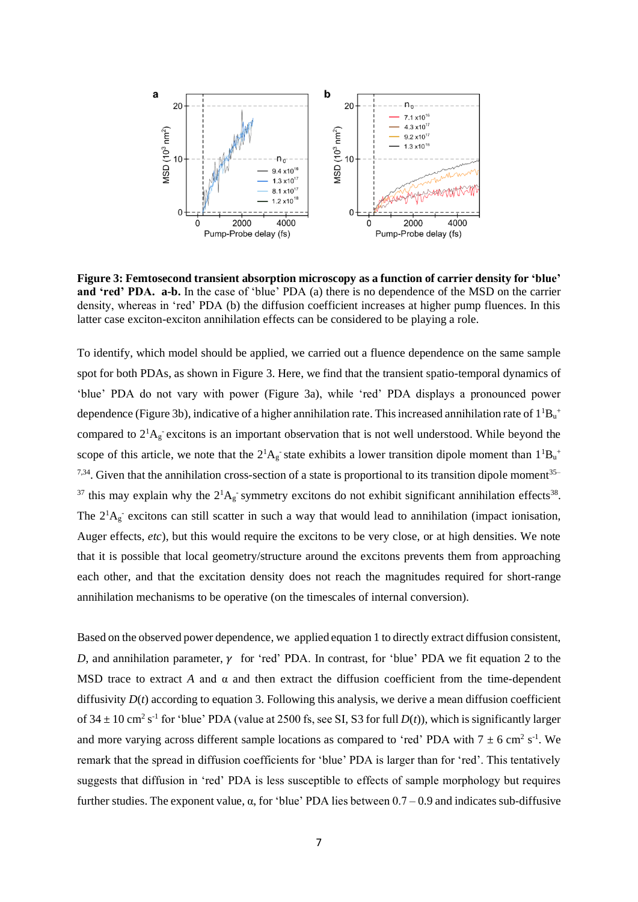**Figure 3: Femtosecond transient absorption microscopy as a function of carrier density for 'blue' and 'red' PDA. a-b.** In the case of 'blue' PDA (a) there is no dependence of the MSD on the carrier density, whereas in 'red' PDA (b) the diffusion coefficient increases at higher pump fluences. In this latter case exciton-exciton annihilation effects can be considered to be playing a role.

To identify, which model should be applied, we carried out a fluence dependence on the same sample spot for both PDAs, as shown in Figure 3. Here, we find that the transient spatio-temporal dynamics of 'blue' PDA do not vary with power (Figure 3a), while 'red' PDA displays a pronounced power dependence (Figure 3b), indicative of a higher annihilation rate. This increased annihilation rate of $1^1B_u^+$ compared to $2^1A_g^-$ excitons is an important observation that is not well understood. While beyond the scope of this article, we note that the $2^1A_g^-$ state exhibits a lower transition dipole moment than $1^1B_u^+$ [7,34]. Given that the annihilation cross-section of a state is proportional to its transition dipole moment[35–37] this may explain why the $2^1A_g^-$ symmetry excitons do not exhibit significant annihilation effects[38]. The $2^1A_g^-$ excitons can still scatter in such a way that would lead to annihilation (impact ionisation, Auger effects, *etc*), but this would require the excitons to be very close, or at high densities. We note that it is possible that local geometry/structure around the excitons prevents them from approaching each other, and that the excitation density does not reach the magnitudes required for short-range annihilation mechanisms to be operative (on the timescales of internal conversion).

Based on the observed power dependence, we applied equation 1 to directly extract diffusion consistent, $D$, and annihilation parameter, $\gamma$ for 'red' PDA. In contrast, for 'blue' PDA we fit equation 2 to the MSD trace to extract $A$ and $\alpha$ and then extract the diffusion coefficient from the time-dependent diffusivity $D(t)$ according to equation 3. Following this analysis, we derive a mean diffusion coefficient of $34 \pm 10$ cm$^2$ s$^{-1}$ for 'blue' PDA (value at 2500 fs, see SI, S3 for full $D(t)$), which is significantly larger and more varying across different sample locations as compared to 'red' PDA with $7 \pm 6$ cm$^2$ s$^{-1}$. We remark that the spread in diffusion coefficients for 'blue' PDA is larger than for 'red'. This tentatively suggests that diffusion in 'red' PDA is less susceptible to effects of sample morphology but requires further studies. The exponent value, $\alpha$, for 'blue' PDA lies between 0.7 – 0.9 and indicates sub-diffusive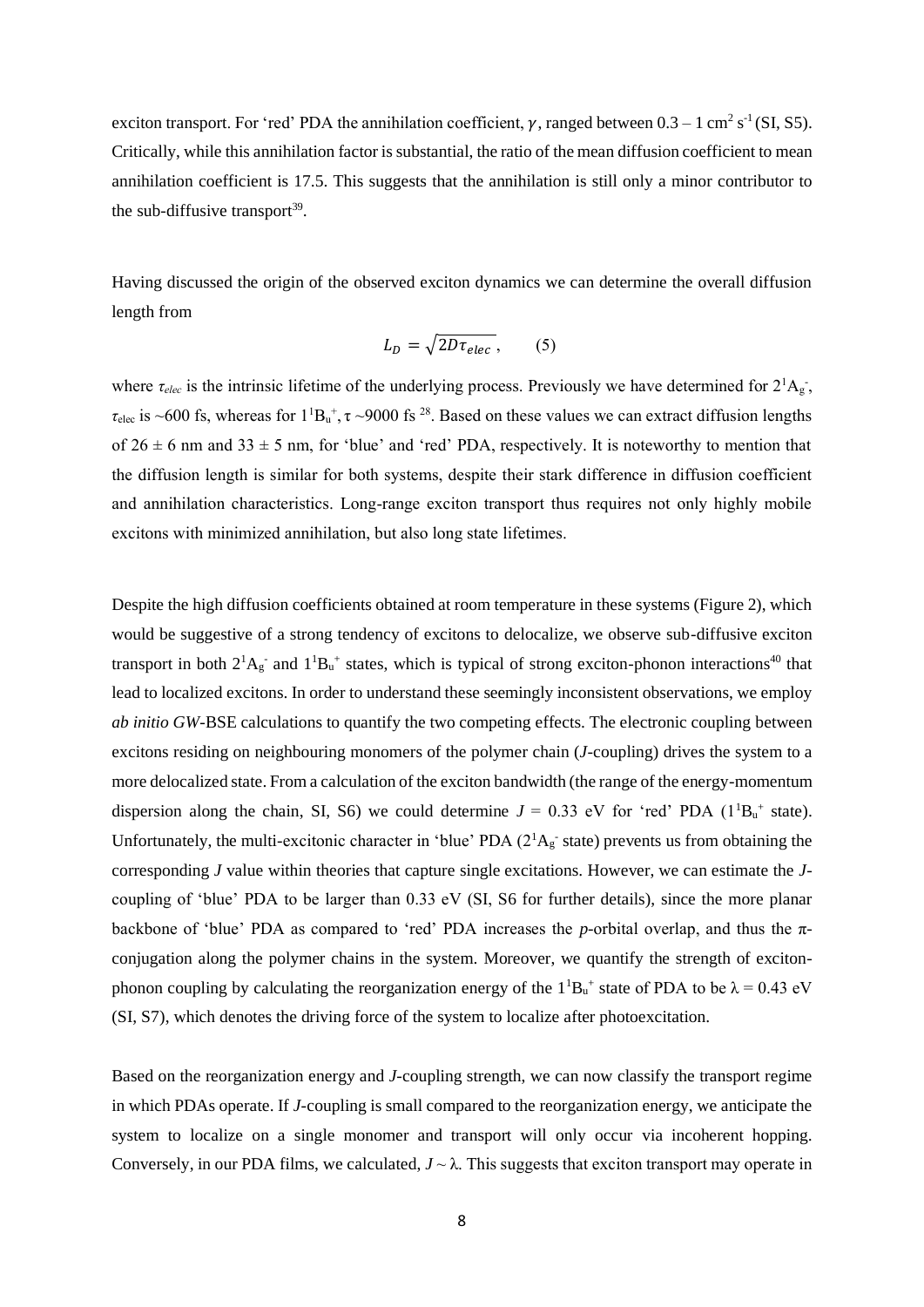exciton transport. For 'red' PDA the annihilation coefficient, $\gamma$, ranged between $0.3 – 1\ cm^2\ s^{-1}$ (SI, S5). Critically, while this annihilation factor is substantial, the ratio of the mean diffusion coefficient to mean annihilation coefficient is 17.5. This suggests that the annihilation is still only a minor contributor to the sub-diffusive transport[39].

Having discussed the origin of the observed exciton dynamics we can determine the overall diffusion length from

$$L_D = \sqrt{2D\tau_{elec}}, \qquad (5)$$

where $\tau_{elec}$ is the intrinsic lifetime of the underlying process. Previously we have determined for $2^1A_g^-$, $\tau_{elec}$ is ~600 fs, whereas for $1^1B_u^+$, $\tau$ ~9000 fs [28]. Based on these values we can extract diffusion lengths of $26 \pm 6$ nm and $33 \pm 5$ nm, for 'blue' and 'red' PDA, respectively. It is noteworthy to mention that the diffusion length is similar for both systems, despite their stark difference in diffusion coefficient and annihilation characteristics. Long-range exciton transport thus requires not only highly mobile excitons with minimized annihilation, but also long state lifetimes.

Despite the high diffusion coefficients obtained at room temperature in these systems (Figure 2), which would be suggestive of a strong tendency of excitons to delocalize, we observe sub-diffusive exciton transport in both $2^1A_g^-$ and $1^1B_u^+$ states, which is typical of strong exciton-phonon interactions[40] that lead to localized excitons. In order to understand these seemingly inconsistent observations, we employ *ab initio GW*-BSE calculations to quantify the two competing effects. The electronic coupling between excitons residing on neighbouring monomers of the polymer chain (*J*-coupling) drives the system to a more delocalized state. From a calculation of the exciton bandwidth (the range of the energy-momentum dispersion along the chain, SI, S6) we could determine $J = 0.33$ eV for 'red' PDA ($1^1B_u^+$ state). Unfortunately, the multi-excitonic character in 'blue' PDA ($2^1A_g^-$ state) prevents us from obtaining the corresponding $J$ value within theories that capture single excitations. However, we can estimate the *J*-coupling of 'blue' PDA to be larger than 0.33 eV (SI, S6 for further details), since the more planar backbone of 'blue' PDA as compared to 'red' PDA increases the *p*-orbital overlap, and thus the $\pi$-conjugation along the polymer chains in the system. Moreover, we quantify the strength of exciton-phonon coupling by calculating the reorganization energy of the $1^1B_u^+$ state of PDA to be $\lambda = 0.43$ eV (SI, S7), which denotes the driving force of the system to localize after photoexcitation.

Based on the reorganization energy and *J*-coupling strength, we can now classify the transport regime in which PDAs operate. If *J*-coupling is small compared to the reorganization energy, we anticipate the system to localize on a single monomer and transport will only occur via incoherent hopping. Conversely, in our PDA films, we calculated, $J \sim \lambda$. This suggests that exciton transport may operate in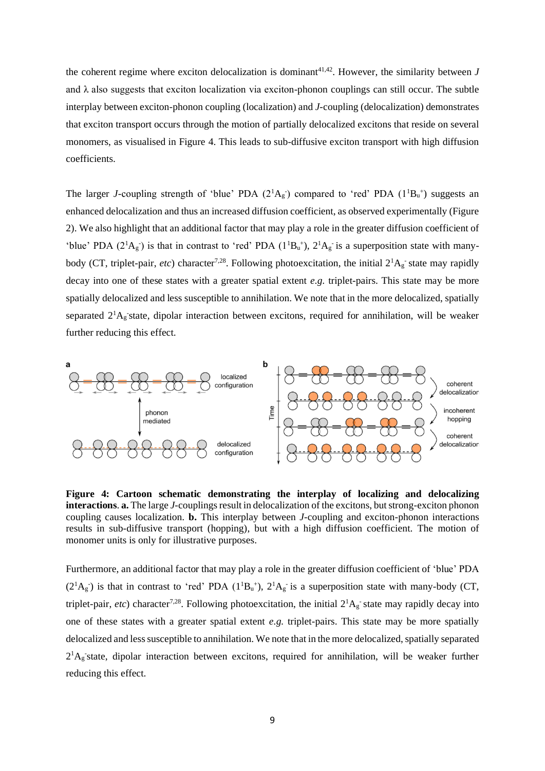the coherent regime where exciton delocalization is dominant[41,42]. However, the similarity between $J$ and $\lambda$ also suggests that exciton localization via exciton-phonon couplings can still occur. The subtle interplay between exciton-phonon coupling (localization) and $J$-coupling (delocalization) demonstrates that exciton transport occurs through the motion of partially delocalized excitons that reside on several monomers, as visualised in Figure 4. This leads to sub-diffusive exciton transport with high diffusion coefficients.

The larger $J$-coupling strength of 'blue' PDA ($2^1A_g^-$) compared to 'red' PDA ($1^1B_u^+$) suggests an enhanced delocalization and thus an increased diffusion coefficient, as observed experimentally (Figure 2). We also highlight that an additional factor that may play a role in the greater diffusion coefficient of 'blue' PDA ($2^1A_g^-$) is that in contrast to 'red' PDA ($1^1B_u^+$), $2^1A_g^-$ is a superposition state with many-body (CT, triplet-pair, *etc*) character[7,28]. Following photoexcitation, the initial $2^1A_g^-$ state may rapidly decay into one of these states with a greater spatial extent *e.g.* triplet-pairs. This state may be more spatially delocalized and less susceptible to annihilation. We note that in the more delocalized, spatially separated $2^1A_g^-$state, dipolar interaction between excitons, required for annihilation, will be weaker further reducing this effect.

**Figure 4: Cartoon schematic demonstrating the interplay of localizing and delocalizing interactions**. **a.** The large $J$-couplings result in delocalization of the excitons, but strong-exciton phonon coupling causes localization. **b.** This interplay between $J$-coupling and exciton-phonon interactions results in sub-diffusive transport (hopping), but with a high diffusion coefficient. The motion of monomer units is only for illustrative purposes.

Furthermore, an additional factor that may play a role in the greater diffusion coefficient of 'blue' PDA ($2^1A_g^-$) is that in contrast to 'red' PDA ($1^1B_u^+$), $2^1A_g^-$ is a superposition state with many-body (CT, triplet-pair, *etc*) character[7,28]. Following photoexcitation, the initial $2^1A_g^-$ state may rapidly decay into one of these states with a greater spatial extent *e.g.* triplet-pairs. This state may be more spatially delocalized and less susceptible to annihilation. We note that in the more delocalized, spatially separated $2^1A_g^-$state, dipolar interaction between excitons, required for annihilation, will be weaker further reducing this effect.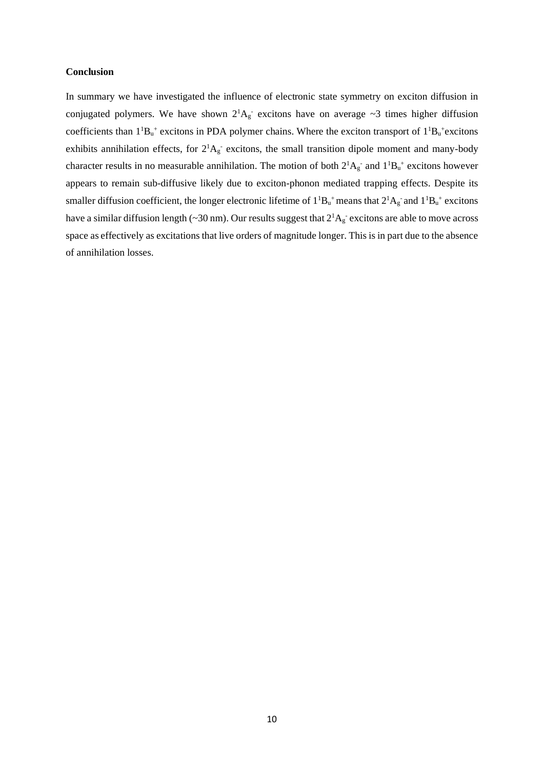**Conclusion**

In summary we have investigated the influence of electronic state symmetry on exciton diffusion in conjugated polymers. We have shown $2^1A_g^-$ excitons have on average ~3 times higher diffusion coefficients than $1^1B_u^+$ excitons in PDA polymer chains. Where the exciton transport of $1^1B_u^+$excitons exhibits annihilation effects, for $2^1A_g^-$ excitons, the small transition dipole moment and many-body character results in no measurable annihilation. The motion of both $2^1A_g^-$ and $1^1B_u^+$ excitons however appears to remain sub-diffusive likely due to exciton-phonon mediated trapping effects. Despite its smaller diffusion coefficient, the longer electronic lifetime of $1^1B_u^+$ means that $2^1A_g^-$ and $1^1B_u^+$ excitons have a similar diffusion length (~30 nm). Our results suggest that $2^1A_g^-$ excitons are able to move across space as effectively as excitations that live orders of magnitude longer. This is in part due to the absence of annihilation losses.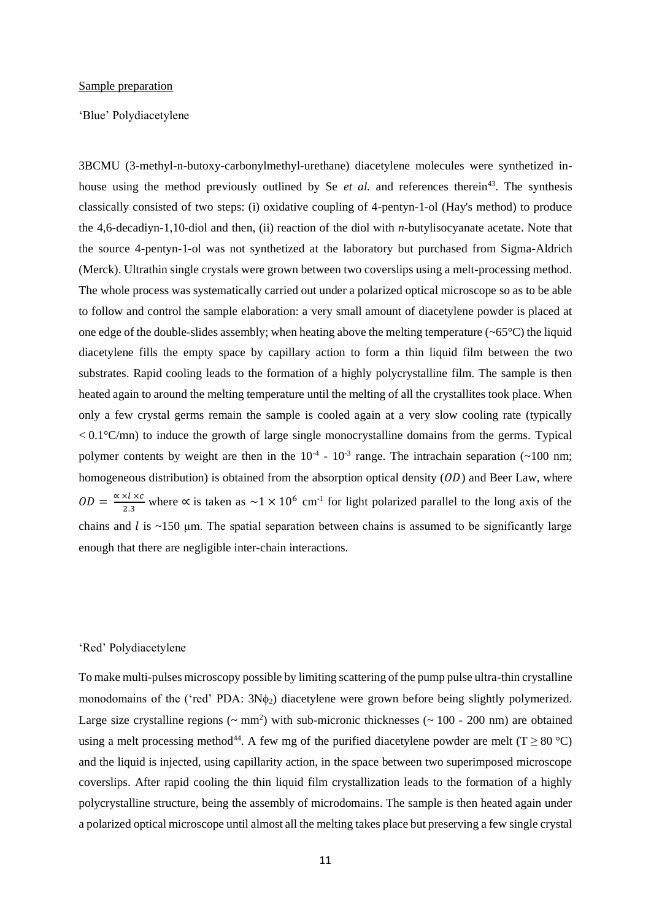Sample preparation

'Blue' Polydiacetylene

3BCMU (3-methyl-n-butoxy-carbonylmethyl-urethane) diacetylene molecules were synthetized in-house using the method previously outlined by Se *et al.* and references therein[43]. The synthesis classically consisted of two steps: (i) oxidative coupling of 4-pentyn-1-ol (Hay's method) to produce the 4,6-decadiyn-1,10-diol and then, (ii) reaction of the diol with *n*-butylisocyanate acetate. Note that the source 4-pentyn-1-ol was not synthetized at the laboratory but purchased from Sigma-Aldrich (Merck). Ultrathin single crystals were grown between two coverslips using a melt-processing method. The whole process was systematically carried out under a polarized optical microscope so as to be able to follow and control the sample elaboration: a very small amount of diacetylene powder is placed at one edge of the double-slides assembly; when heating above the melting temperature (~65°C) the liquid diacetylene fills the empty space by capillary action to form a thin liquid film between the two substrates. Rapid cooling leads to the formation of a highly polycrystalline film. The sample is then heated again to around the melting temperature until the melting of all the crystallites took place. When only a few crystal germs remain the sample is cooled again at a very slow cooling rate (typically < 0.1°C/mn) to induce the growth of large single monocrystalline domains from the germs. Typical polymer contents by weight are then in the $10^{-4}$ - $10^{-3}$ range. The intrachain separation (~100 nm; homogeneous distribution) is obtained from the absorption optical density ($OD$) and Beer Law, where $OD = \frac{\propto \times l \times c}{2.3}$ where $\propto$ is taken as $\sim 1 \times 10^{6}$ cm$^{-1}$ for light polarized parallel to the long axis of the chains and $l$ is ~150 μm. The spatial separation between chains is assumed to be significantly large enough that there are negligible inter-chain interactions.

'Red' Polydiacetylene

To make multi-pulses microscopy possible by limiting scattering of the pump pulse ultra-thin crystalline monodomains of the ('red' PDA: $3N\phi_2$) diacetylene were grown before being slightly polymerized. Large size crystalline regions (~ mm$^2$) with sub-micronic thicknesses (~ 100 - 200 nm) are obtained using a melt processing method[44]. A few mg of the purified diacetylene powder are melt ($T \geq 80$ °C) and the liquid is injected, using capillarity action, in the space between two superimposed microscope coverslips. After rapid cooling the thin liquid film crystallization leads to the formation of a highly polycrystalline structure, being the assembly of microdomains. The sample is then heated again under a polarized optical microscope until almost all the melting takes place but preserving a few single crystal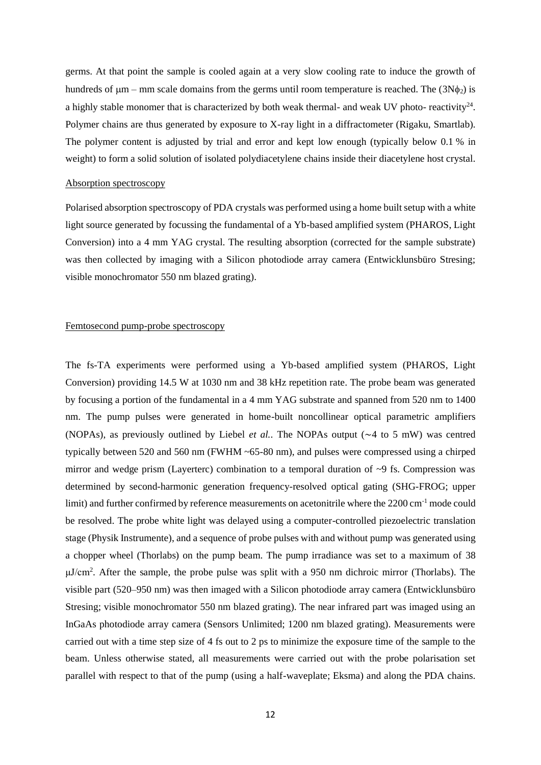germs. At that point the sample is cooled again at a very slow cooling rate to induce the growth of hundreds of μm – mm scale domains from the germs until room temperature is reached. The ($3N\phi_2$) is a highly stable monomer that is characterized by both weak thermal- and weak UV photo- reactivity[24]. Polymer chains are thus generated by exposure to X-ray light in a diffractometer (Rigaku, Smartlab). The polymer content is adjusted by trial and error and kept low enough (typically below 0.1 % in weight) to form a solid solution of isolated polydiacetylene chains inside their diacetylene host crystal.

Absorption spectroscopy

Polarised absorption spectroscopy of PDA crystals was performed using a home built setup with a white light source generated by focussing the fundamental of a Yb-based amplified system (PHAROS, Light Conversion) into a 4 mm YAG crystal. The resulting absorption (corrected for the sample substrate) was then collected by imaging with a Silicon photodiode array camera (Entwicklunsbüro Stresing; visible monochromator 550 nm blazed grating).

Femtosecond pump-probe spectroscopy

The fs-TA experiments were performed using a Yb-based amplified system (PHAROS, Light Conversion) providing 14.5 W at 1030 nm and 38 kHz repetition rate. The probe beam was generated by focusing a portion of the fundamental in a 4 mm YAG substrate and spanned from 520 nm to 1400 nm. The pump pulses were generated in home-built noncollinear optical parametric amplifiers (NOPAs), as previously outlined by Liebel *et al.*. The NOPAs output (∼4 to 5 mW) was centred typically between 520 and 560 nm (FWHM ~65-80 nm), and pulses were compressed using a chirped mirror and wedge prism (Layerterc) combination to a temporal duration of ~9 fs. Compression was determined by second-harmonic generation frequency-resolved optical gating (SHG-FROG; upper limit) and further confirmed by reference measurements on acetonitrile where the 2200 $cm^{-1}$ mode could be resolved. The probe white light was delayed using a computer-controlled piezoelectric translation stage (Physik Instrumente), and a sequence of probe pulses with and without pump was generated using a chopper wheel (Thorlabs) on the pump beam. The pump irradiance was set to a maximum of 38 $\mu J/cm^2$. After the sample, the probe pulse was split with a 950 nm dichroic mirror (Thorlabs). The visible part (520–950 nm) was then imaged with a Silicon photodiode array camera (Entwicklunsbüro Stresing; visible monochromator 550 nm blazed grating). The near infrared part was imaged using an InGaAs photodiode array camera (Sensors Unlimited; 1200 nm blazed grating). Measurements were carried out with a time step size of 4 fs out to 2 ps to minimize the exposure time of the sample to the beam. Unless otherwise stated, all measurements were carried out with the probe polarisation set parallel with respect to that of the pump (using a half-waveplate; Eksma) and along the PDA chains.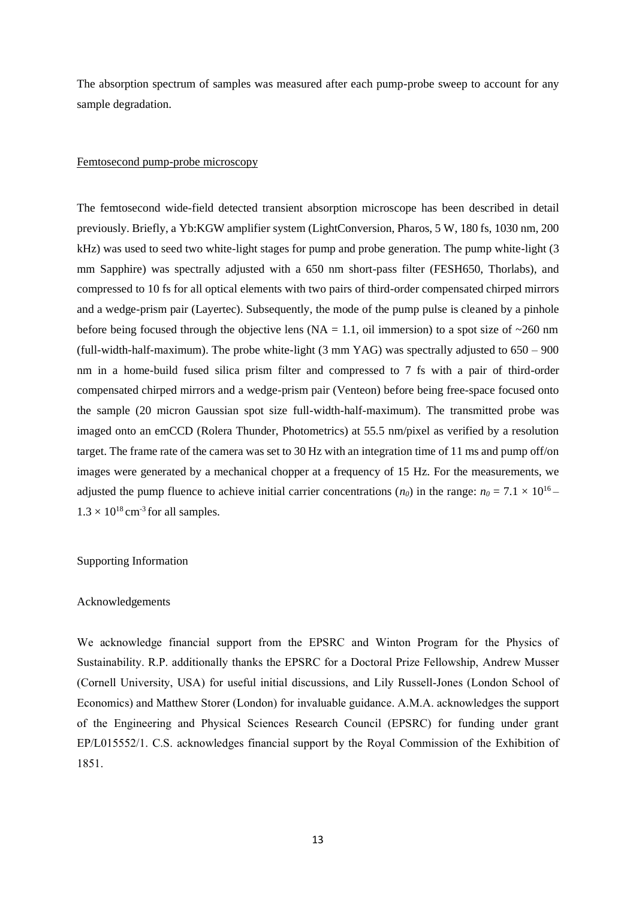The absorption spectrum of samples was measured after each pump-probe sweep to account for any sample degradation.

## Femtosecond pump-probe microscopy

The femtosecond wide-field detected transient absorption microscope has been described in detail previously. Briefly, a Yb:KGW amplifier system (LightConversion, Pharos, 5 W, 180 fs, 1030 nm, 200 kHz) was used to seed two white-light stages for pump and probe generation. The pump white-light (3 mm Sapphire) was spectrally adjusted with a 650 nm short-pass filter (FESH650, Thorlabs), and compressed to 10 fs for all optical elements with two pairs of third-order compensated chirped mirrors and a wedge-prism pair (Layertec). Subsequently, the mode of the pump pulse is cleaned by a pinhole before being focused through the objective lens (NA = 1.1, oil immersion) to a spot size of ~260 nm (full-width-half-maximum). The probe white-light (3 mm YAG) was spectrally adjusted to 650 – 900 nm in a home-build fused silica prism filter and compressed to 7 fs with a pair of third-order compensated chirped mirrors and a wedge-prism pair (Venteon) before being free-space focused onto the sample (20 micron Gaussian spot size full-width-half-maximum). The transmitted probe was imaged onto an emCCD (Rolera Thunder, Photometrics) at 55.5 nm/pixel as verified by a resolution target. The frame rate of the camera was set to 30 Hz with an integration time of 11 ms and pump off/on images were generated by a mechanical chopper at a frequency of 15 Hz. For the measurements, we adjusted the pump fluence to achieve initial carrier concentrations ($n_0$) in the range: $n_0 = 7.1 \times 10^{16} - 1.3 \times 10^{18}$ cm$^{-3}$ for all samples.

## Supporting Information

## Acknowledgements

We acknowledge financial support from the EPSRC and Winton Program for the Physics of Sustainability. R.P. additionally thanks the EPSRC for a Doctoral Prize Fellowship, Andrew Musser (Cornell University, USA) for useful initial discussions, and Lily Russell-Jones (London School of Economics) and Matthew Storer (London) for invaluable guidance. A.M.A. acknowledges the support of the Engineering and Physical Sciences Research Council (EPSRC) for funding under grant EP/L015552/1. C.S. acknowledges financial support by the Royal Commission of the Exhibition of 1851.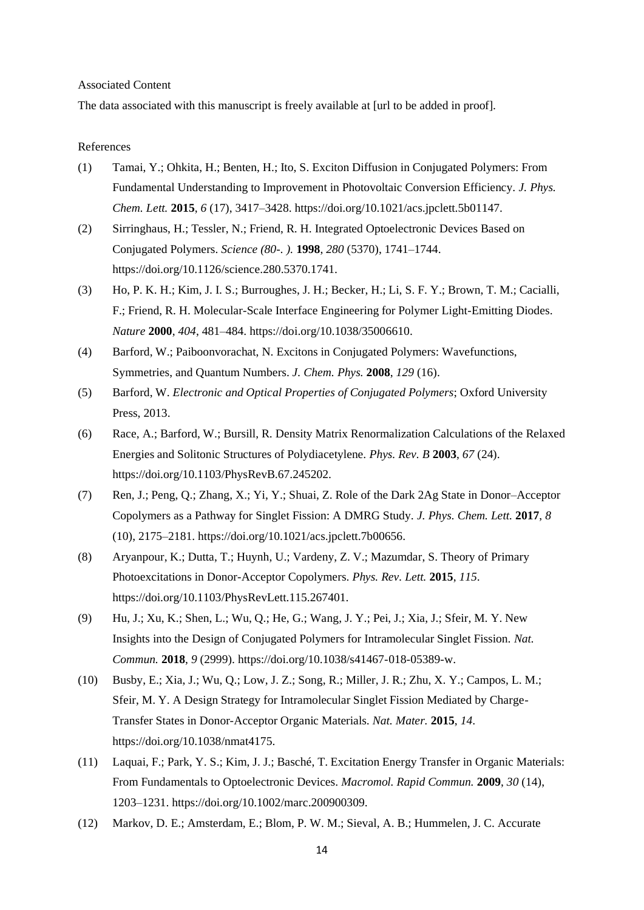Associated Content

The data associated with this manuscript is freely available at [url to be added in proof].

References

(1) Tamai, Y.; Ohkita, H.; Benten, H.; Ito, S. Exciton Diffusion in Conjugated Polymers: From Fundamental Understanding to Improvement in Photovoltaic Conversion Efficiency. *J. Phys. Chem. Lett.* **2015**, *6* (17), 3417–3428. https://doi.org/10.1021/acs.jpclett.5b01147.

(2) Sirringhaus, H.; Tessler, N.; Friend, R. H. Integrated Optoelectronic Devices Based on Conjugated Polymers. *Science (80-. ).* **1998**, *280* (5370), 1741–1744. https://doi.org/10.1126/science.280.5370.1741.

(3) Ho, P. K. H.; Kim, J. I. S.; Burroughes, J. H.; Becker, H.; Li, S. F. Y.; Brown, T. M.; Cacialli, F.; Friend, R. H. Molecular-Scale Interface Engineering for Polymer Light-Emitting Diodes. *Nature* **2000**, *404*, 481–484. https://doi.org/10.1038/35006610.

(4) Barford, W.; Paiboonvorachat, N. Excitons in Conjugated Polymers: Wavefunctions, Symmetries, and Quantum Numbers. *J. Chem. Phys.* **2008**, *129* (16).

(5) Barford, W. *Electronic and Optical Properties of Conjugated Polymers*; Oxford University Press, 2013.

(6) Race, A.; Barford, W.; Bursill, R. Density Matrix Renormalization Calculations of the Relaxed Energies and Solitonic Structures of Polydiacetylene. *Phys. Rev. B* **2003**, *67* (24). https://doi.org/10.1103/PhysRevB.67.245202.

(7) Ren, J.; Peng, Q.; Zhang, X.; Yi, Y.; Shuai, Z. Role of the Dark 2Ag State in Donor–Acceptor Copolymers as a Pathway for Singlet Fission: A DMRG Study. *J. Phys. Chem. Lett.* **2017**, *8* (10), 2175–2181. https://doi.org/10.1021/acs.jpclett.7b00656.

(8) Aryanpour, K.; Dutta, T.; Huynh, U.; Vardeny, Z. V.; Mazumdar, S. Theory of Primary Photoexcitations in Donor-Acceptor Copolymers. *Phys. Rev. Lett.* **2015**, *115*. https://doi.org/10.1103/PhysRevLett.115.267401.

(9) Hu, J.; Xu, K.; Shen, L.; Wu, Q.; He, G.; Wang, J. Y.; Pei, J.; Xia, J.; Sfeir, M. Y. New Insights into the Design of Conjugated Polymers for Intramolecular Singlet Fission. *Nat. Commun.* **2018**, *9* (2999). https://doi.org/10.1038/s41467-018-05389-w.

(10) Busby, E.; Xia, J.; Wu, Q.; Low, J. Z.; Song, R.; Miller, J. R.; Zhu, X. Y.; Campos, L. M.; Sfeir, M. Y. A Design Strategy for Intramolecular Singlet Fission Mediated by Charge-Transfer States in Donor-Acceptor Organic Materials. *Nat. Mater.* **2015**, *14*. https://doi.org/10.1038/nmat4175.

(11) Laquai, F.; Park, Y. S.; Kim, J. J.; Basché, T. Excitation Energy Transfer in Organic Materials: From Fundamentals to Optoelectronic Devices. *Macromol. Rapid Commun.* **2009**, *30* (14), 1203–1231. https://doi.org/10.1002/marc.200900309.

(12) Markov, D. E.; Amsterdam, E.; Blom, P. W. M.; Sieval, A. B.; Hummelen, J. C. Accurate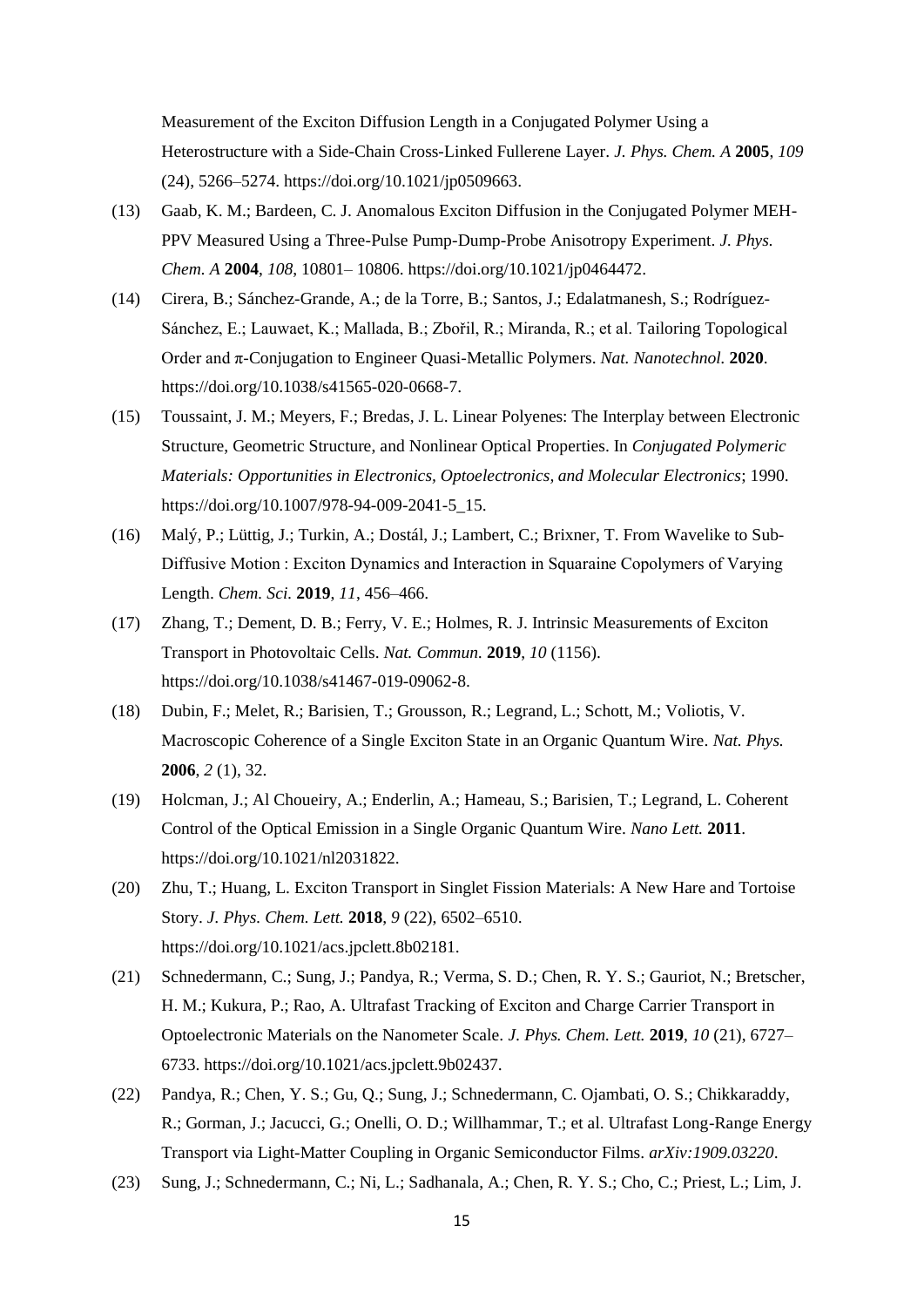Measurement of the Exciton Diffusion Length in a Conjugated Polymer Using a Heterostructure with a Side-Chain Cross-Linked Fullerene Layer. *J. Phys. Chem. A* **2005**, *109* (24), 5266–5274. https://doi.org/10.1021/jp0509663.

(13) Gaab, K. M.; Bardeen, C. J. Anomalous Exciton Diffusion in the Conjugated Polymer MEH-PPV Measured Using a Three-Pulse Pump-Dump-Probe Anisotropy Experiment. *J. Phys. Chem. A* **2004**, *108*, 10801– 10806. https://doi.org/10.1021/jp0464472.

(14) Cirera, B.; Sánchez-Grande, A.; de la Torre, B.; Santos, J.; Edalatmanesh, S.; Rodríguez-Sánchez, E.; Lauwaet, K.; Mallada, B.; Zbořil, R.; Miranda, R.; et al. Tailoring Topological Order and π-Conjugation to Engineer Quasi-Metallic Polymers. *Nat. Nanotechnol.* **2020**. https://doi.org/10.1038/s41565-020-0668-7.

(15) Toussaint, J. M.; Meyers, F.; Bredas, J. L. Linear Polyenes: The Interplay between Electronic Structure, Geometric Structure, and Nonlinear Optical Properties. In *Conjugated Polymeric Materials: Opportunities in Electronics, Optoelectronics, and Molecular Electronics*; 1990. https://doi.org/10.1007/978-94-009-2041-5_15.

(16) Malý, P.; Lüttig, J.; Turkin, A.; Dostál, J.; Lambert, C.; Brixner, T. From Wavelike to Sub-Diffusive Motion : Exciton Dynamics and Interaction in Squaraine Copolymers of Varying Length. *Chem. Sci.* **2019**, *11*, 456–466.

(17) Zhang, T.; Dement, D. B.; Ferry, V. E.; Holmes, R. J. Intrinsic Measurements of Exciton Transport in Photovoltaic Cells. *Nat. Commun.* **2019**, *10* (1156). https://doi.org/10.1038/s41467-019-09062-8.

(18) Dubin, F.; Melet, R.; Barisien, T.; Grousson, R.; Legrand, L.; Schott, M.; Voliotis, V. Macroscopic Coherence of a Single Exciton State in an Organic Quantum Wire. *Nat. Phys.* **2006**, *2* (1), 32.

(19) Holcman, J.; Al Choueiry, A.; Enderlin, A.; Hameau, S.; Barisien, T.; Legrand, L. Coherent Control of the Optical Emission in a Single Organic Quantum Wire. *Nano Lett.* **2011**. https://doi.org/10.1021/nl2031822.

(20) Zhu, T.; Huang, L. Exciton Transport in Singlet Fission Materials: A New Hare and Tortoise Story. *J. Phys. Chem. Lett.* **2018**, *9* (22), 6502–6510. https://doi.org/10.1021/acs.jpclett.8b02181.

(21) Schnedermann, C.; Sung, J.; Pandya, R.; Verma, S. D.; Chen, R. Y. S.; Gauriot, N.; Bretscher, H. M.; Kukura, P.; Rao, A. Ultrafast Tracking of Exciton and Charge Carrier Transport in Optoelectronic Materials on the Nanometer Scale. *J. Phys. Chem. Lett.* **2019**, *10* (21), 6727–6733. https://doi.org/10.1021/acs.jpclett.9b02437.

(22) Pandya, R.; Chen, Y. S.; Gu, Q.; Sung, J.; Schnedermann, C. Ojambati, O. S.; Chikkaraddy, R.; Gorman, J.; Jacucci, G.; Onelli, O. D.; Willhammar, T.; et al. Ultrafast Long-Range Energy Transport via Light-Matter Coupling in Organic Semiconductor Films. *arXiv:1909.03220*.

(23) Sung, J.; Schnedermann, C.; Ni, L.; Sadhanala, A.; Chen, R. Y. S.; Cho, C.; Priest, L.; Lim, J.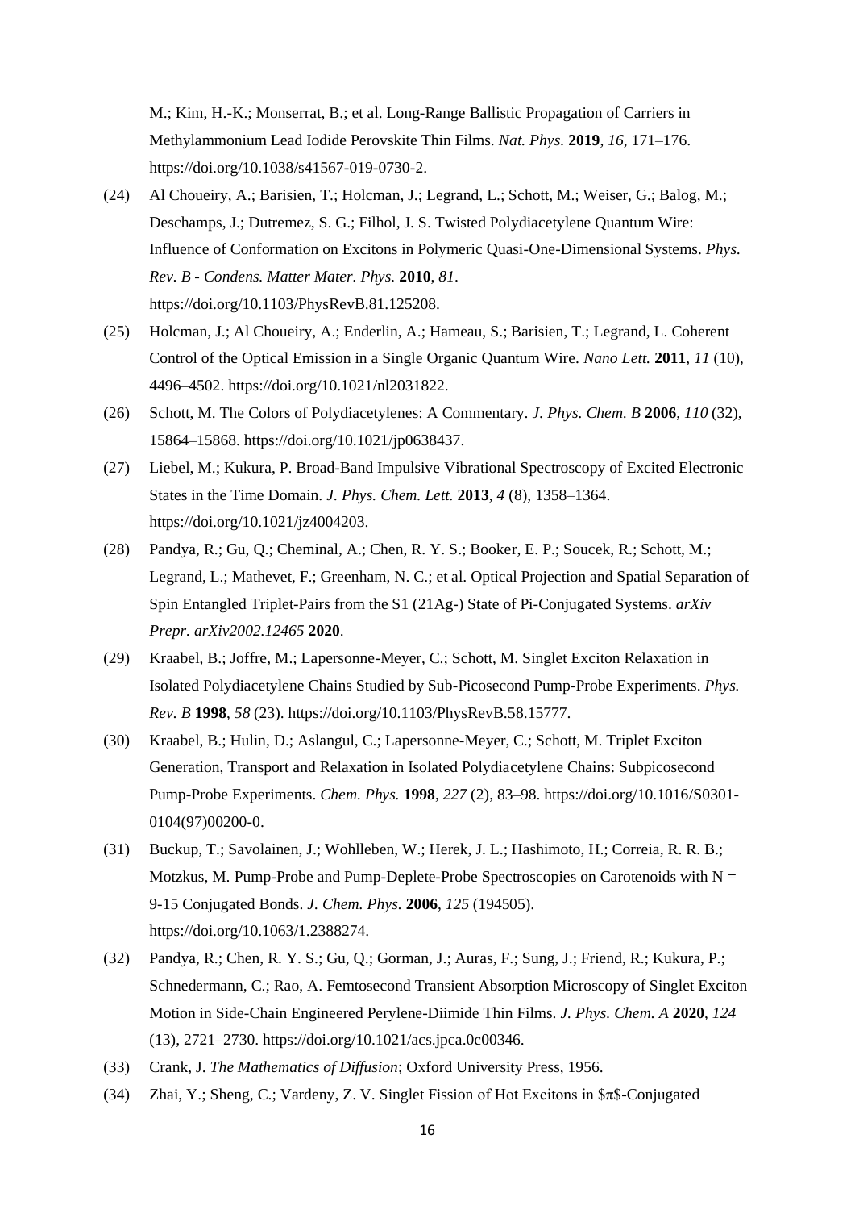M.; Kim, H.-K.; Monserrat, B.; et al. Long-Range Ballistic Propagation of Carriers in Methylammonium Lead Iodide Perovskite Thin Films. *Nat. Phys.* **2019**, *16*, 171–176. https://doi.org/10.1038/s41567-019-0730-2.

(24) Al Choueiry, A.; Barisien, T.; Holcman, J.; Legrand, L.; Schott, M.; Weiser, G.; Balog, M.; Deschamps, J.; Dutremez, S. G.; Filhol, J. S. Twisted Polydiacetylene Quantum Wire: Influence of Conformation on Excitons in Polymeric Quasi-One-Dimensional Systems. *Phys. Rev. B - Condens. Matter Mater. Phys.* **2010**, *81*. https://doi.org/10.1103/PhysRevB.81.125208.

(25) Holcman, J.; Al Choueiry, A.; Enderlin, A.; Hameau, S.; Barisien, T.; Legrand, L. Coherent Control of the Optical Emission in a Single Organic Quantum Wire. *Nano Lett.* **2011**, *11* (10), 4496–4502. https://doi.org/10.1021/nl2031822.

(26) Schott, M. The Colors of Polydiacetylenes: A Commentary. *J. Phys. Chem. B* **2006**, *110* (32), 15864–15868. https://doi.org/10.1021/jp0638437.

(27) Liebel, M.; Kukura, P. Broad-Band Impulsive Vibrational Spectroscopy of Excited Electronic States in the Time Domain. *J. Phys. Chem. Lett.* **2013**, *4* (8), 1358–1364. https://doi.org/10.1021/jz4004203.

(28) Pandya, R.; Gu, Q.; Cheminal, A.; Chen, R. Y. S.; Booker, E. P.; Soucek, R.; Schott, M.; Legrand, L.; Mathevet, F.; Greenham, N. C.; et al. Optical Projection and Spatial Separation of Spin Entangled Triplet-Pairs from the S1 (21Ag-) State of Pi-Conjugated Systems. *arXiv Prepr. arXiv2002.12465* **2020**.

(29) Kraabel, B.; Joffre, M.; Lapersonne-Meyer, C.; Schott, M. Singlet Exciton Relaxation in Isolated Polydiacetylene Chains Studied by Sub-Picosecond Pump-Probe Experiments. *Phys. Rev. B* **1998**, *58* (23). https://doi.org/10.1103/PhysRevB.58.15777.

(30) Kraabel, B.; Hulin, D.; Aslangul, C.; Lapersonne-Meyer, C.; Schott, M. Triplet Exciton Generation, Transport and Relaxation in Isolated Polydiacetylene Chains: Subpicosecond Pump-Probe Experiments. *Chem. Phys.* **1998**, *227* (2), 83–98. https://doi.org/10.1016/S0301-0104(97)00200-0.

(31) Buckup, T.; Savolainen, J.; Wohlleben, W.; Herek, J. L.; Hashimoto, H.; Correia, R. R. B.; Motzkus, M. Pump-Probe and Pump-Deplete-Probe Spectroscopies on Carotenoids with N = 9-15 Conjugated Bonds. *J. Chem. Phys.* **2006**, *125* (194505). https://doi.org/10.1063/1.2388274.

(32) Pandya, R.; Chen, R. Y. S.; Gu, Q.; Gorman, J.; Auras, F.; Sung, J.; Friend, R.; Kukura, P.; Schnedermann, C.; Rao, A. Femtosecond Transient Absorption Microscopy of Singlet Exciton Motion in Side-Chain Engineered Perylene-Diimide Thin Films. *J. Phys. Chem. A* **2020**, *124* (13), 2721–2730. https://doi.org/10.1021/acs.jpca.0c00346.

(33) Crank, J. *The Mathematics of Diffusion*; Oxford University Press, 1956.

(34) Zhai, Y.; Sheng, C.; Vardeny, Z. V. Singlet Fission of Hot Excitons in $π$-Conjugated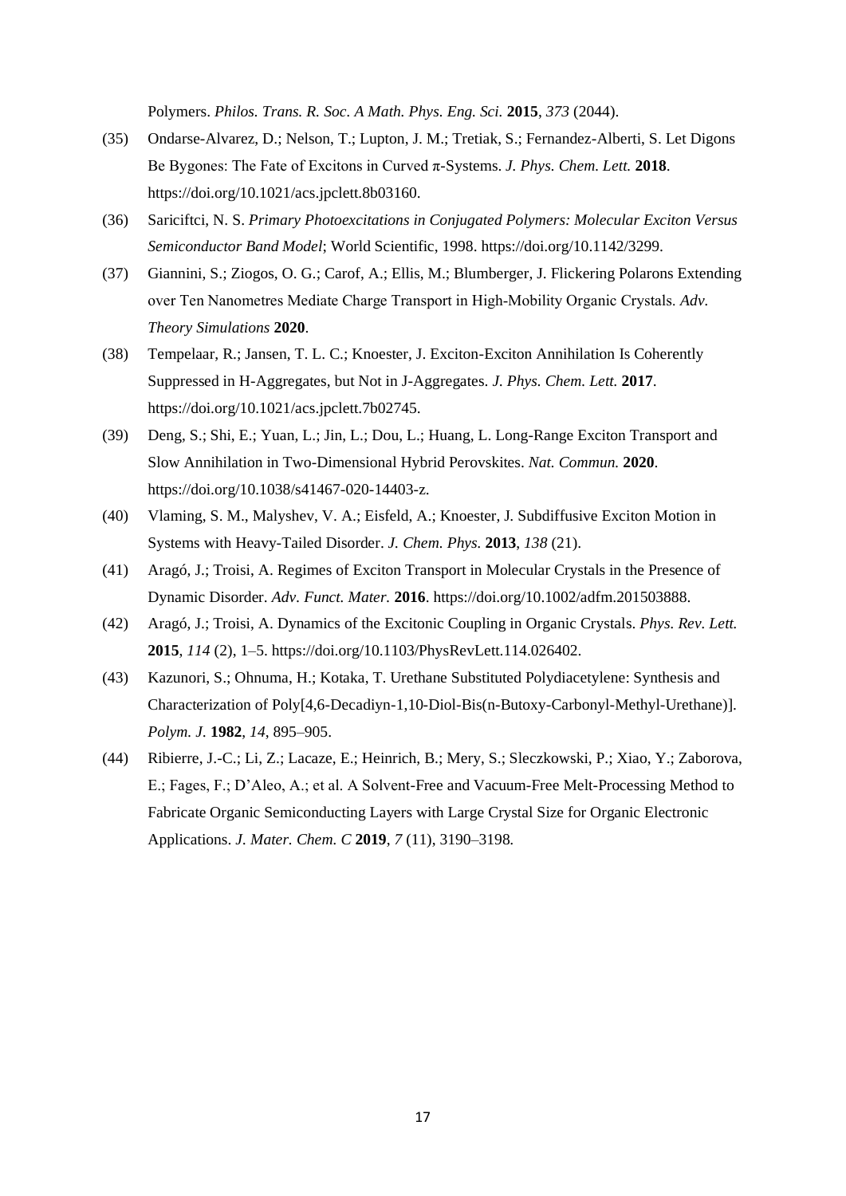Polymers. *Philos. Trans. R. Soc. A Math. Phys. Eng. Sci.* **2015**, *373* (2044).

(35) Ondarse-Alvarez, D.; Nelson, T.; Lupton, J. M.; Tretiak, S.; Fernandez-Alberti, S. Let Digons Be Bygones: The Fate of Excitons in Curved π-Systems. *J. Phys. Chem. Lett.* **2018**. https://doi.org/10.1021/acs.jpclett.8b03160.

(36) Sariciftci, N. S. *Primary Photoexcitations in Conjugated Polymers: Molecular Exciton Versus Semiconductor Band Model*; World Scientific, 1998. https://doi.org/10.1142/3299.

(37) Giannini, S.; Ziogos, O. G.; Carof, A.; Ellis, M.; Blumberger, J. Flickering Polarons Extending over Ten Nanometres Mediate Charge Transport in High-Mobility Organic Crystals. *Adv. Theory Simulations* **2020**.

(38) Tempelaar, R.; Jansen, T. L. C.; Knoester, J. Exciton-Exciton Annihilation Is Coherently Suppressed in H-Aggregates, but Not in J-Aggregates. *J. Phys. Chem. Lett.* **2017**. https://doi.org/10.1021/acs.jpclett.7b02745.

(39) Deng, S.; Shi, E.; Yuan, L.; Jin, L.; Dou, L.; Huang, L. Long-Range Exciton Transport and Slow Annihilation in Two-Dimensional Hybrid Perovskites. *Nat. Commun.* **2020**. https://doi.org/10.1038/s41467-020-14403-z.

(40) Vlaming, S. M., Malyshev, V. A.; Eisfeld, A.; Knoester, J. Subdiffusive Exciton Motion in Systems with Heavy-Tailed Disorder. *J. Chem. Phys.* **2013**, *138* (21).

(41) Aragó, J.; Troisi, A. Regimes of Exciton Transport in Molecular Crystals in the Presence of Dynamic Disorder. *Adv. Funct. Mater.* **2016**. https://doi.org/10.1002/adfm.201503888.

(42) Aragó, J.; Troisi, A. Dynamics of the Excitonic Coupling in Organic Crystals. *Phys. Rev. Lett.* **2015**, *114* (2), 1–5. https://doi.org/10.1103/PhysRevLett.114.026402.

(43) Kazunori, S.; Ohnuma, H.; Kotaka, T. Urethane Substituted Polydiacetylene: Synthesis and Characterization of Poly[4,6-Decadiyn-1,10-Diol-Bis(n-Butoxy-Carbonyl-Methyl-Urethane)]. *Polym. J.* **1982**, *14*, 895–905.

(44) Ribierre, J.-C.; Li, Z.; Lacaze, E.; Heinrich, B.; Mery, S.; Sleczkowski, P.; Xiao, Y.; Zaborova, E.; Fages, F.; D'Aleo, A.; et al. A Solvent-Free and Vacuum-Free Melt-Processing Method to Fabricate Organic Semiconducting Layers with Large Crystal Size for Organic Electronic Applications. *J. Mater. Chem. C* **2019**, *7* (11), 3190–3198.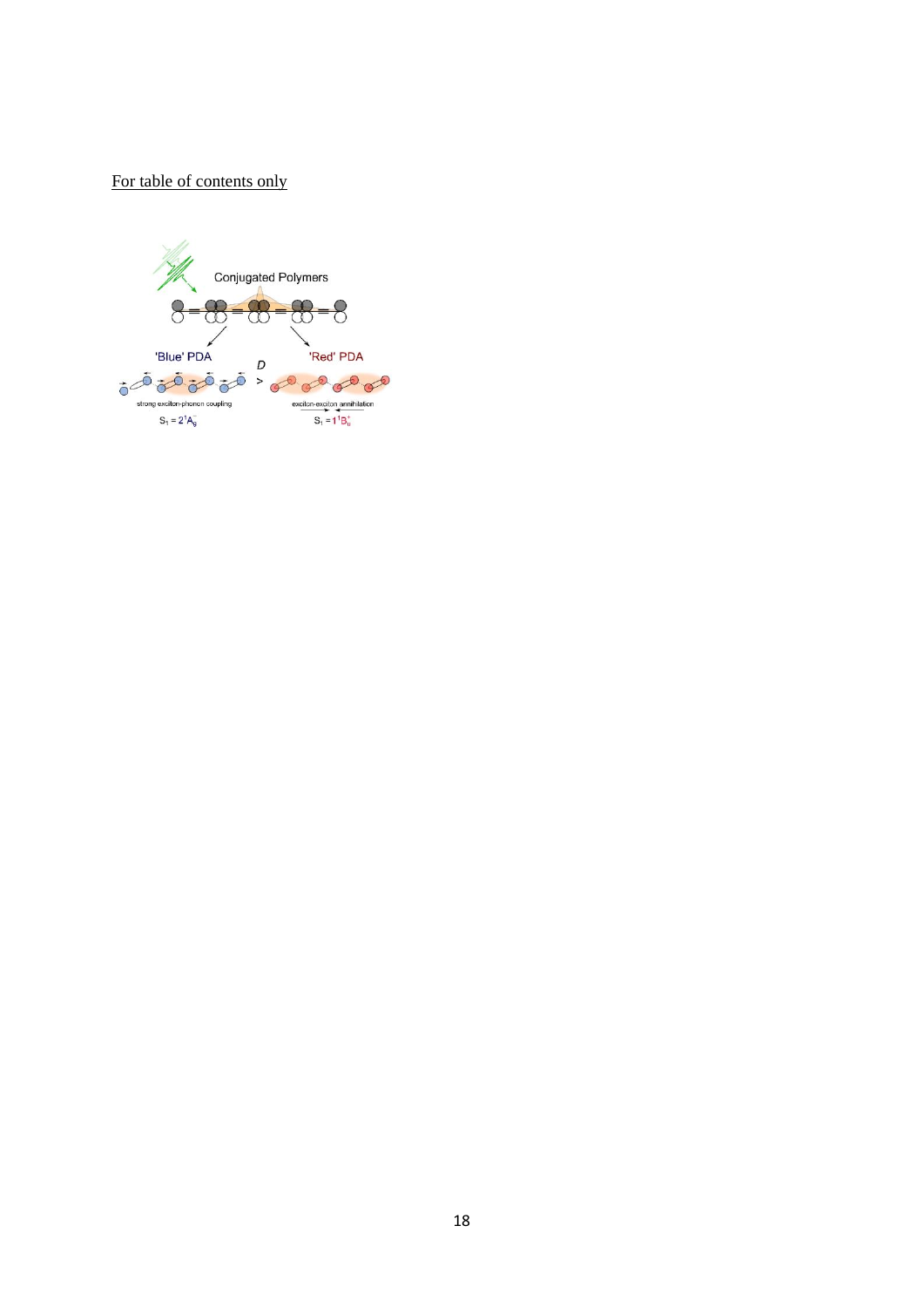For table of contents only

Conjugated Polymers

'Blue' PDA

$D$

>

'Red' PDA

strong exciton-phonon coupling

$S_1 = 2^1A_g^-$

exciton-exciton annihilation

$S_1 = 1^1B_u^+$